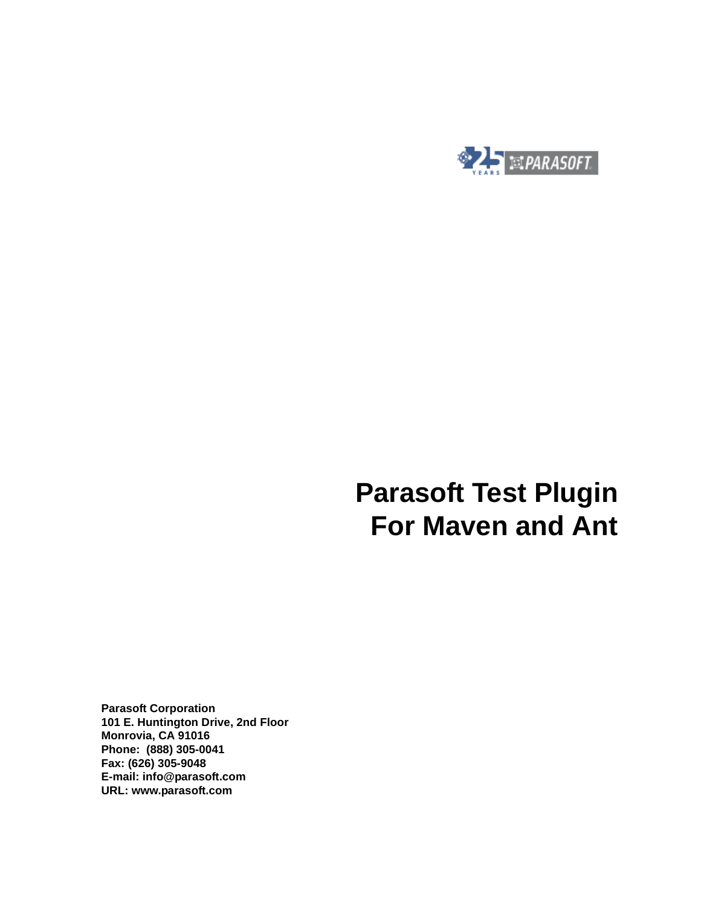# Parasoft Test Plugin For Maven and Ant

**Parasoft Corporation**
**101 E. Huntington Drive, 2nd Floor**
**Monrovia, CA 91016**
**Phone: (888) 305-0041**
**Fax: (626) 305-9048**
**E-mail: info@parasoft.com**
**URL: www.parasoft.com**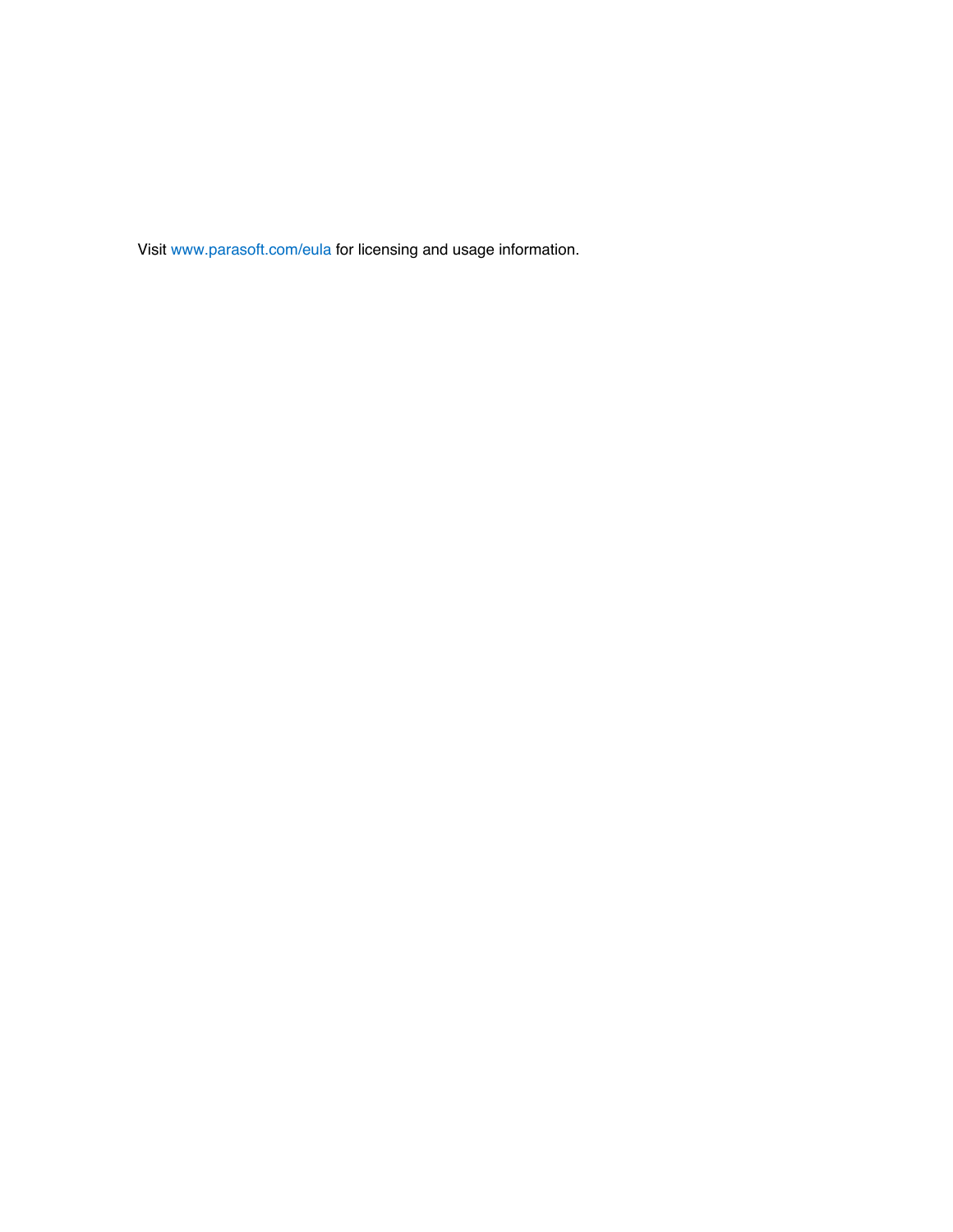Visit www.parasoft.com/eula for licensing and usage information.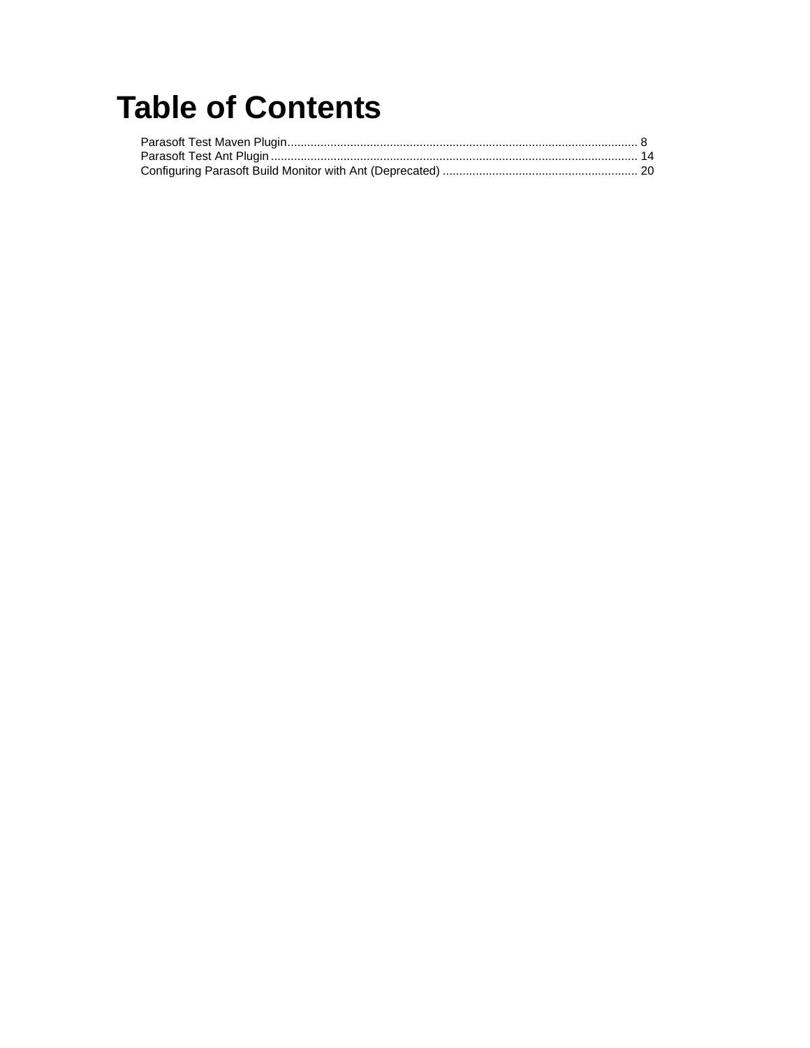# Table of Contents

Parasoft Test Maven Plugin........................................................................................................ 8
Parasoft Test Ant Plugin............................................................................................................ 14
Configuring Parasoft Build Monitor with Ant (Deprecated) ........................................................ 20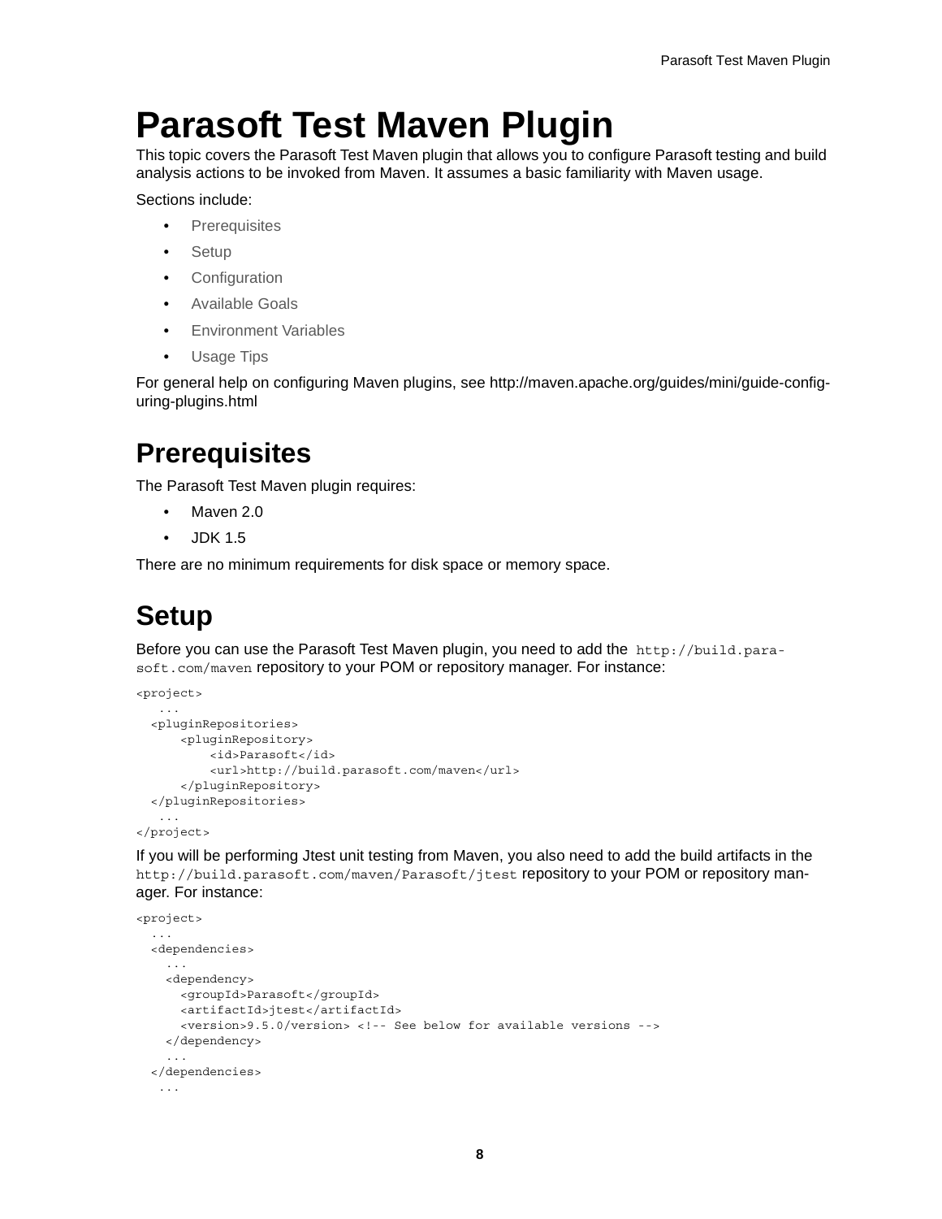# Parasoft Test Maven Plugin

This topic covers the Parasoft Test Maven plugin that allows you to configure Parasoft testing and build analysis actions to be invoked from Maven. It assumes a basic familiarity with Maven usage.

Sections include:

- Prerequisites
- Setup
- Configuration
- Available Goals
- Environment Variables
- Usage Tips

For general help on configuring Maven plugins, see http://maven.apache.org/guides/mini/guide-configuring-plugins.html

## Prerequisites

The Parasoft Test Maven plugin requires:

- Maven 2.0
- JDK 1.5

There are no minimum requirements for disk space or memory space.

## Setup

Before you can use the Parasoft Test Maven plugin, you need to add the `http://build.parasoft.com/maven` repository to your POM or repository manager. For instance:

```
<project>
   ...
  <pluginRepositories>
      <pluginRepository>
          <id>Parasoft</id>
          <url>http://build.parasoft.com/maven</url>
      </pluginRepository>
  </pluginRepositories>
   ...
</project>
```

If you will be performing Jtest unit testing from Maven, you also need to add the build artifacts in the `http://build.parasoft.com/maven/Parasoft/jtest` repository to your POM or repository manager. For instance:

```
<project>
  ...
  <dependencies>
    ...
    <dependency>
      <groupId>Parasoft</groupId>
      <artifactId>jtest</artifactId>
      <version>9.5.0/version> <!-- See below for available versions -->
    </dependency>
    ...
  </dependencies>
   ...
```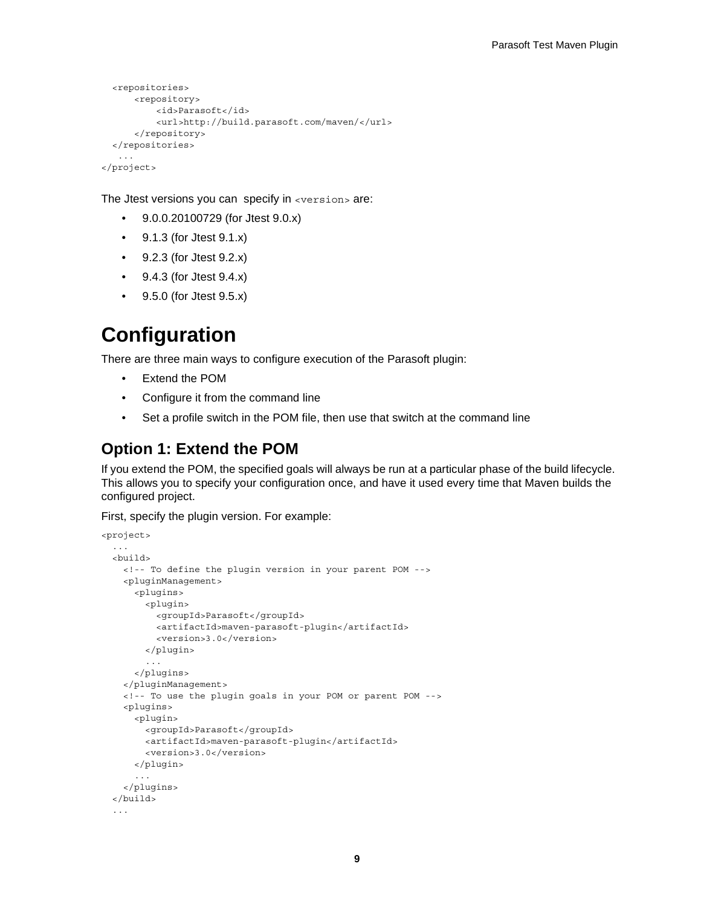```
  <repositories>
      <repository>
          <id>Parasoft</id>
          <url>http://build.parasoft.com/maven/</url>
      </repository>
  </repositories>
   ...
</project>
```

The Jtest versions you can specify in `<version>` are:

- 9.0.0.20100729 (for Jtest 9.0.x)
- 9.1.3 (for Jtest 9.1.x)
- 9.2.3 (for Jtest 9.2.x)
- 9.4.3 (for Jtest 9.4.x)
- 9.5.0 (for Jtest 9.5.x)

# Configuration

There are three main ways to configure execution of the Parasoft plugin:

- Extend the POM
- Configure it from the command line
- Set a profile switch in the POM file, then use that switch at the command line

## Option 1: Extend the POM

If you extend the POM, the specified goals will always be run at a particular phase of the build lifecycle. This allows you to specify your configuration once, and have it used every time that Maven builds the configured project.

First, specify the plugin version. For example:

```
<project>
  ...
  <build>
    <!-- To define the plugin version in your parent POM -->
    <pluginManagement>
      <plugins>
        <plugin>
          <groupId>Parasoft</groupId>
          <artifactId>maven-parasoft-plugin</artifactId>
          <version>3.0</version>
        </plugin>
        ...
      </plugins>
    </pluginManagement>
    <!-- To use the plugin goals in your POM or parent POM -->
    <plugins>
      <plugin>
        <groupId>Parasoft</groupId>
        <artifactId>maven-parasoft-plugin</artifactId>
        <version>3.0</version>
      </plugin>
      ...
    </plugins>
  </build>
  ...
```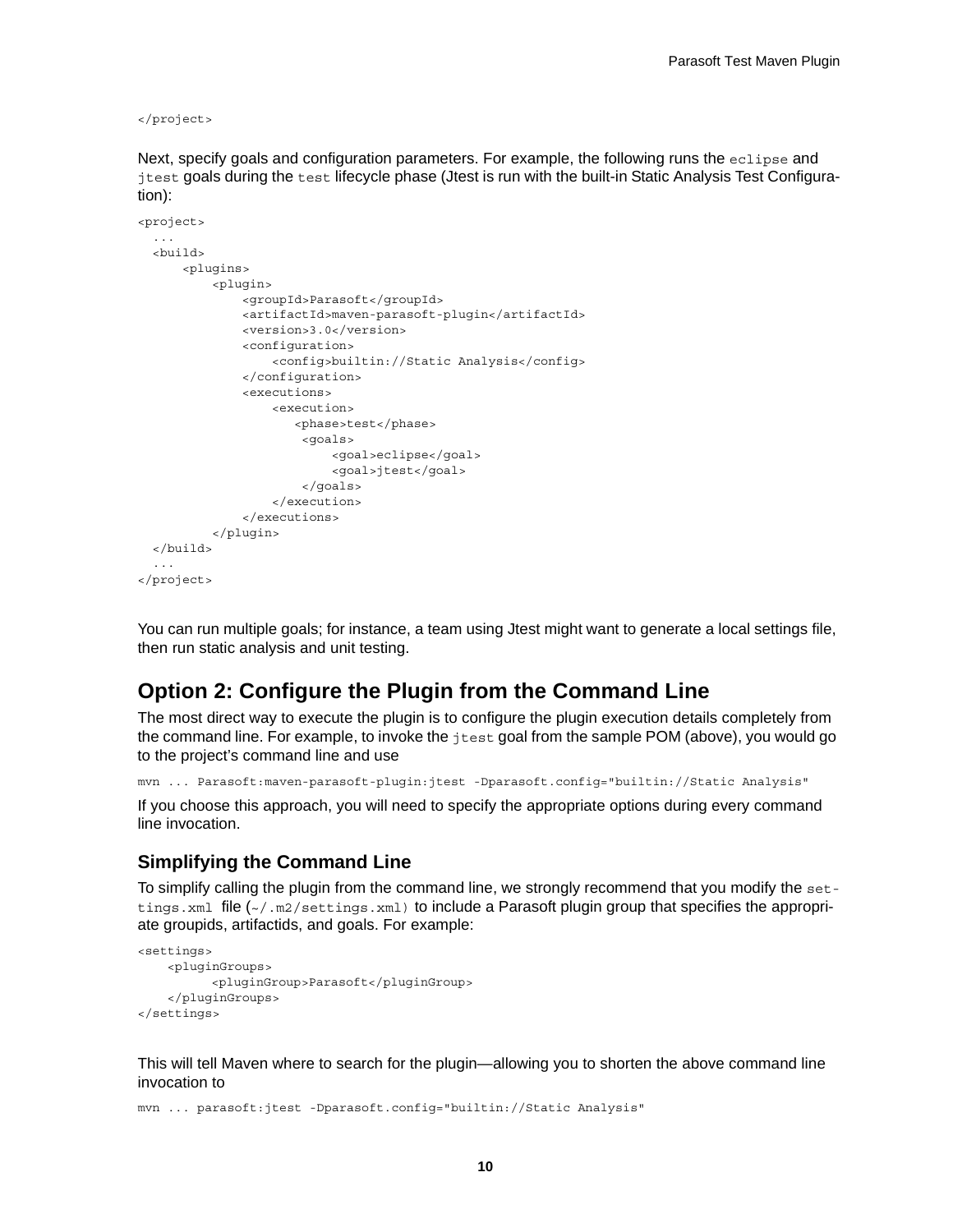```
</project>
```

Next, specify goals and configuration parameters. For example, the following runs the `eclipse` and `jtest` goals during the `test` lifecycle phase (Jtest is run with the built-in Static Analysis Test Configuration):

```
<project>
  ...
  <build>
      <plugins>
          <plugin>
              <groupId>Parasoft</groupId>
              <artifactId>maven-parasoft-plugin</artifactId>
              <version>3.0</version>
              <configuration>
                  <config>builtin://Static Analysis</config>
              </configuration>
              <executions>
                  <execution>
                     <phase>test</phase>
                      <goals>
                           <goal>eclipse</goal>
                           <goal>jtest</goal>
                      </goals>
                  </execution>
              </executions>
          </plugin>
  </build>
  ...
</project>
```

You can run multiple goals; for instance, a team using Jtest might want to generate a local settings file, then run static analysis and unit testing.

## Option 2: Configure the Plugin from the Command Line

The most direct way to execute the plugin is to configure the plugin execution details completely from the command line. For example, to invoke the `jtest` goal from the sample POM (above), you would go to the project's command line and use

```
mvn ... Parasoft:maven-parasoft-plugin:jtest -Dparasoft.config="builtin://Static Analysis"
```

If you choose this approach, you will need to specify the appropriate options during every command line invocation.

### Simplifying the Command Line

To simplify calling the plugin from the command line, we strongly recommend that you modify the `settings.xml` file (`~/.m2/settings.xml`) to include a Parasoft plugin group that specifies the appropriate groupids, artifactids, and goals. For example:

```
<settings>
    <pluginGroups>
          <pluginGroup>Parasoft</pluginGroup>
    </pluginGroups>
</settings>
```

This will tell Maven where to search for the plugin—allowing you to shorten the above command line invocation to

```
mvn ... parasoft:jtest -Dparasoft.config="builtin://Static Analysis"
```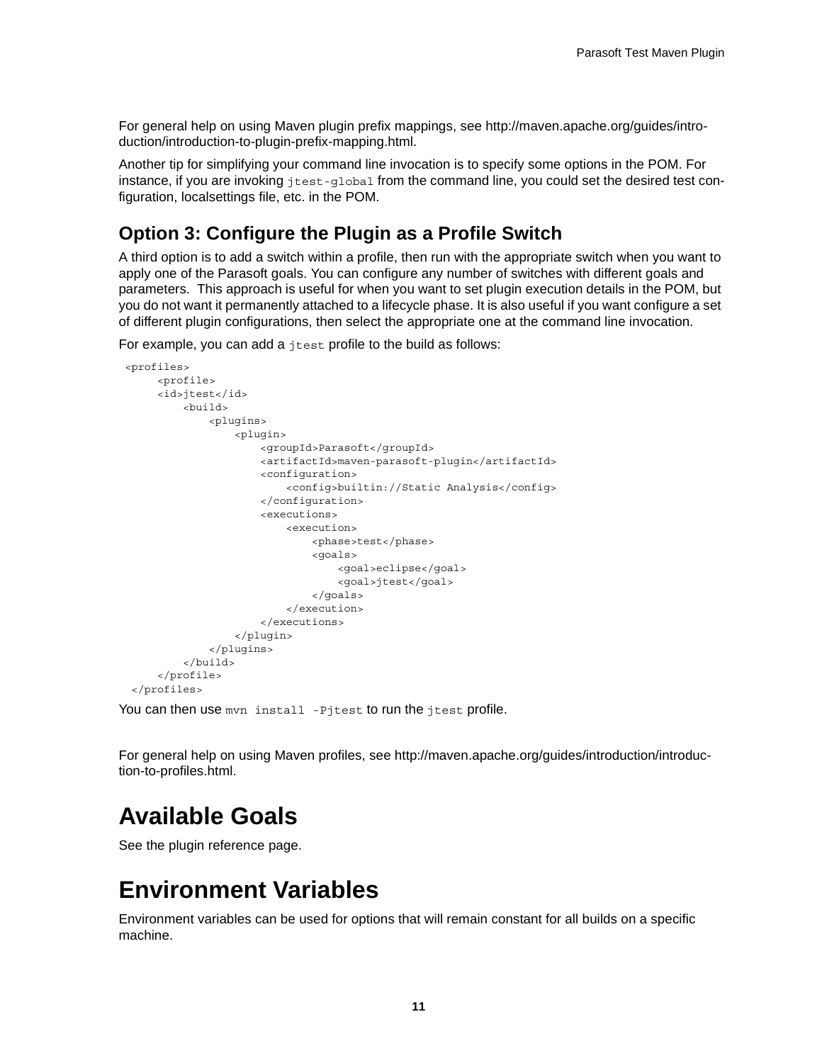For general help on using Maven plugin prefix mappings, see http://maven.apache.org/guides/introduction/introduction-to-plugin-prefix-mapping.html.

Another tip for simplifying your command line invocation is to specify some options in the POM. For instance, if you are invoking `jtest-global` from the command line, you could set the desired test configuration, localsettings file, etc. in the POM.

### Option 3: Configure the Plugin as a Profile Switch

A third option is to add a switch within a profile, then run with the appropriate switch when you want to apply one of the Parasoft goals. You can configure any number of switches with different goals and parameters. This approach is useful for when you want to set plugin execution details in the POM, but you do not want it permanently attached to a lifecycle phase. It is also useful if you want configure a set of different plugin configurations, then select the appropriate one at the command line invocation.

For example, you can add a `jtest` profile to the build as follows:

```
<profiles>
    <profile>
    <id>jtest</id>
        <build>
            <plugins>
                <plugin>
                    <groupId>Parasoft</groupId>
                    <artifactId>maven-parasoft-plugin</artifactId>
                    <configuration>
                        <config>builtin://Static Analysis</config>
                    </configuration>
                    <executions>
                        <execution>
                            <phase>test</phase>
                            <goals>
                                <goal>eclipse</goal>
                                <goal>jtest</goal>
                            </goals>
                        </execution>
                    </executions>
                </plugin>
            </plugins>
        </build>
    </profile>
</profiles>
```

You can then use `mvn install -Pjtest` to run the `jtest` profile.

For general help on using Maven profiles, see http://maven.apache.org/guides/introduction/introduction-to-profiles.html.

# Available Goals

See the plugin reference page.

# Environment Variables

Environment variables can be used for options that will remain constant for all builds on a specific machine.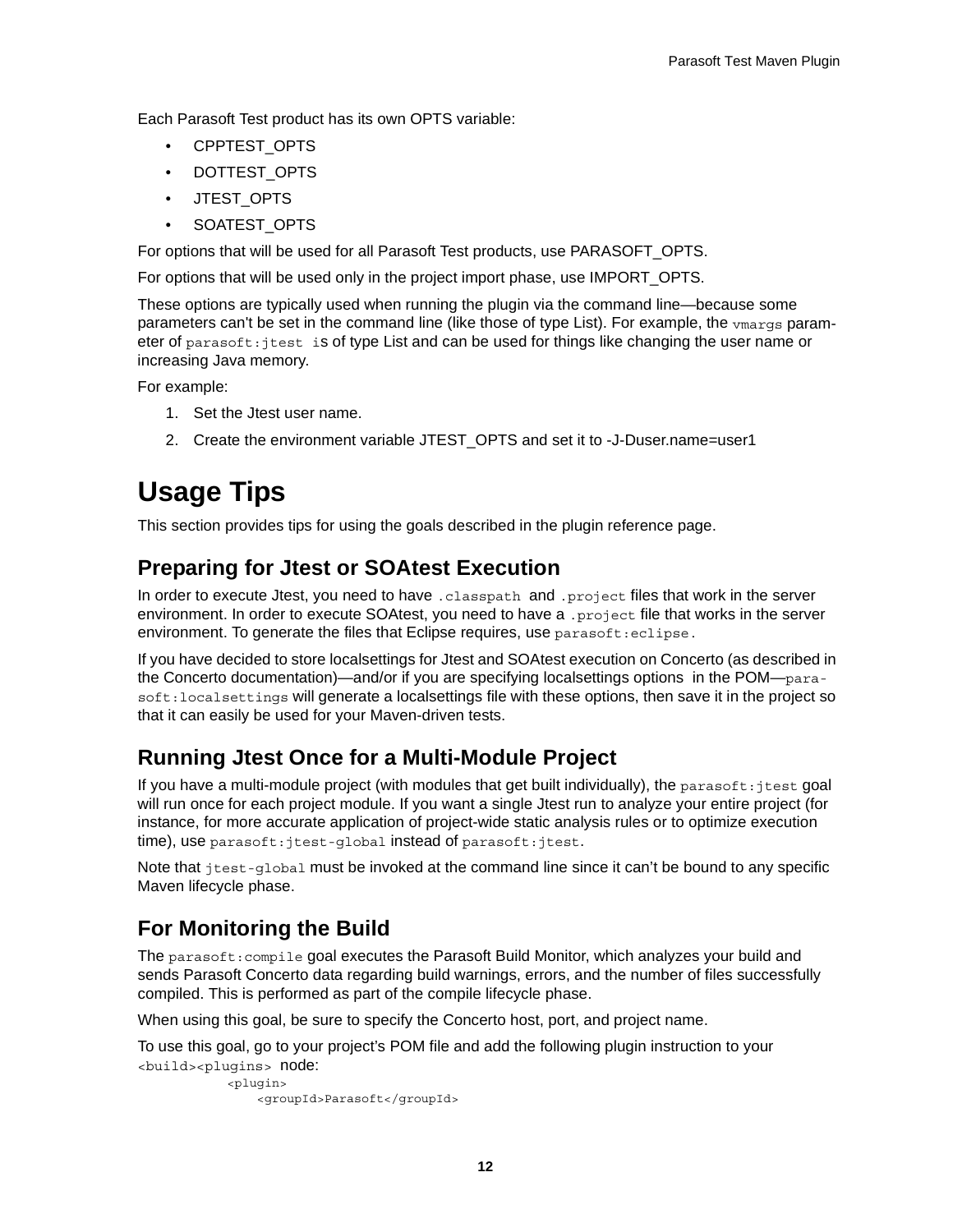Each Parasoft Test product has its own OPTS variable:

- CPPTEST_OPTS
- DOTTEST_OPTS
- JTEST_OPTS
- SOATEST_OPTS

For options that will be used for all Parasoft Test products, use PARASOFT_OPTS.

For options that will be used only in the project import phase, use IMPORT_OPTS.

These options are typically used when running the plugin via the command line—because some parameters can't be set in the command line (like those of type List). For example, the `vmargs` parameter of `parasoft:jtest` is of type List and can be used for things like changing the user name or increasing Java memory.

For example:

1. Set the Jtest user name.
2. Create the environment variable JTEST_OPTS and set it to -J-Duser.name=user1

# Usage Tips

This section provides tips for using the goals described in the plugin reference page.

## Preparing for Jtest or SOAtest Execution

In order to execute Jtest, you need to have `.classpath` and `.project` files that work in the server environment. In order to execute SOAtest, you need to have a `.project` file that works in the server environment. To generate the files that Eclipse requires, use `parasoft:eclipse`.

If you have decided to store localsettings for Jtest and SOAtest execution on Concerto (as described in the Concerto documentation)—and/or if you are specifying localsettings options in the POM—`parasoft:localsettings` will generate a localsettings file with these options, then save it in the project so that it can easily be used for your Maven-driven tests.

## Running Jtest Once for a Multi-Module Project

If you have a multi-module project (with modules that get built individually), the `parasoft:jtest` goal will run once for each project module. If you want a single Jtest run to analyze your entire project (for instance, for more accurate application of project-wide static analysis rules or to optimize execution time), use `parasoft:jtest-global` instead of `parasoft:jtest`.

Note that `jtest-global` must be invoked at the command line since it can't be bound to any specific Maven lifecycle phase.

## For Monitoring the Build

The `parasoft:compile` goal executes the Parasoft Build Monitor, which analyzes your build and sends Parasoft Concerto data regarding build warnings, errors, and the number of files successfully compiled. This is performed as part of the compile lifecycle phase.

When using this goal, be sure to specify the Concerto host, port, and project name.

To use this goal, go to your project's POM file and add the following plugin instruction to your `<build><plugins>` node:

```
<plugin>
    <groupId>Parasoft</groupId>
```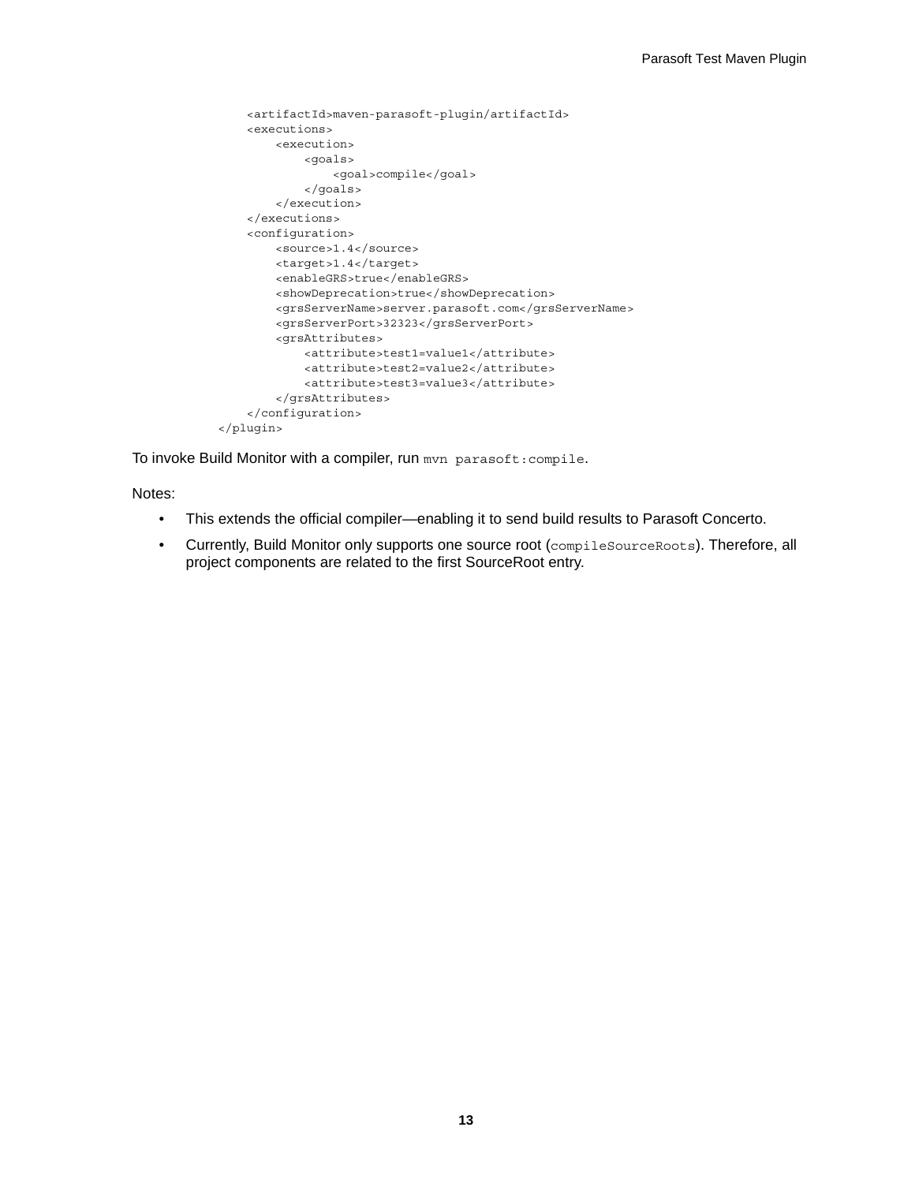```
        <artifactId>maven-parasoft-plugin/artifactId>
        <executions>
            <execution>
                <goals>
                    <goal>compile</goal>
                </goals>
            </execution>
        </executions>
        <configuration>
            <source>1.4</source>
            <target>1.4</target>
            <enableGRS>true</enableGRS>
            <showDeprecation>true</showDeprecation>
            <grsServerName>server.parasoft.com</grsServerName>
            <grsServerPort>32323</grsServerPort>
            <grsAttributes>
                <attribute>test1=value1</attribute>
                <attribute>test2=value2</attribute>
                <attribute>test3=value3</attribute>
            </grsAttributes>
        </configuration>
    </plugin>
```

To invoke Build Monitor with a compiler, run `mvn parasoft:compile`.

Notes:

- This extends the official compiler—enabling it to send build results to Parasoft Concerto.
- Currently, Build Monitor only supports one source root (`compileSourceRoots`). Therefore, all project components are related to the first SourceRoot entry.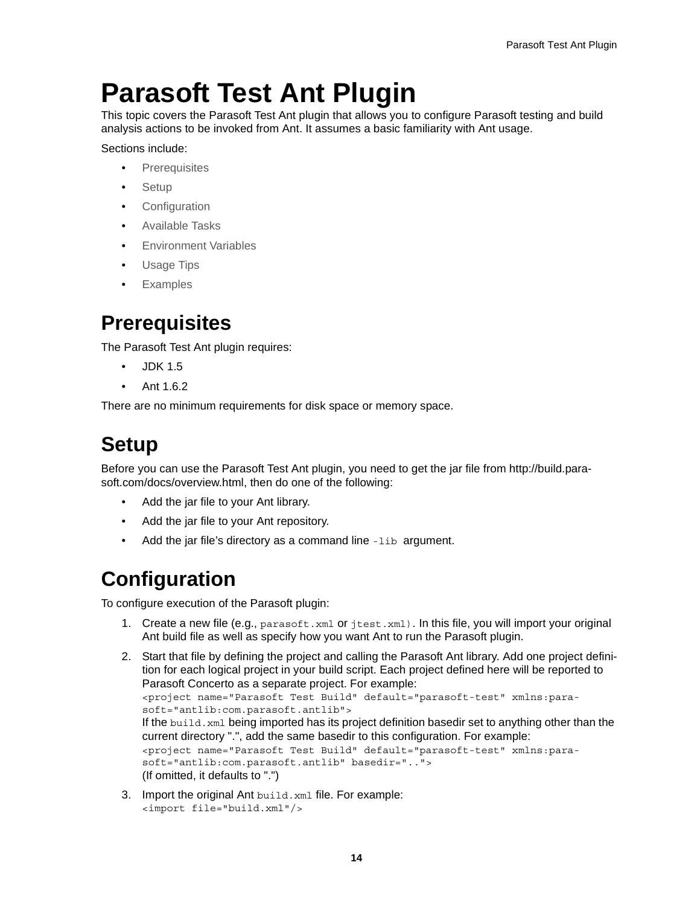# Parasoft Test Ant Plugin

This topic covers the Parasoft Test Ant plugin that allows you to configure Parasoft testing and build analysis actions to be invoked from Ant. It assumes a basic familiarity with Ant usage.

Sections include:

- Prerequisites
- Setup
- Configuration
- Available Tasks
- Environment Variables
- Usage Tips
- Examples

## Prerequisites

The Parasoft Test Ant plugin requires:

- JDK 1.5
- Ant 1.6.2

There are no minimum requirements for disk space or memory space.

## Setup

Before you can use the Parasoft Test Ant plugin, you need to get the jar file from http://build.parasoft.com/docs/overview.html, then do one of the following:

- Add the jar file to your Ant library.
- Add the jar file to your Ant repository.
- Add the jar file's directory as a command line `-lib` argument.

## Configuration

To configure execution of the Parasoft plugin:

1. Create a new file (e.g., `parasoft.xml` or `jtest.xml`). In this file, you will import your original Ant build file as well as specify how you want Ant to run the Parasoft plugin.
2. Start that file by defining the project and calling the Parasoft Ant library. Add one project definition for each logical project in your build script. Each project defined here will be reported to Parasoft Concerto as a separate project. For example:
   ```
   <project name="Parasoft Test Build" default="parasoft-test" xmlns:parasoft="antlib:com.parasoft.antlib">
   ```
   If the `build.xml` being imported has its project definition basedir set to anything other than the current directory ".", add the same basedir to this configuration. For example:
   ```
   <project name="Parasoft Test Build" default="parasoft-test" xmlns:parasoft="antlib:com.parasoft.antlib" basedir="..">
   ```
   (If omitted, it defaults to ".")
3. Import the original Ant `build.xml` file. For example:
   ```
   <import file="build.xml"/>
   ```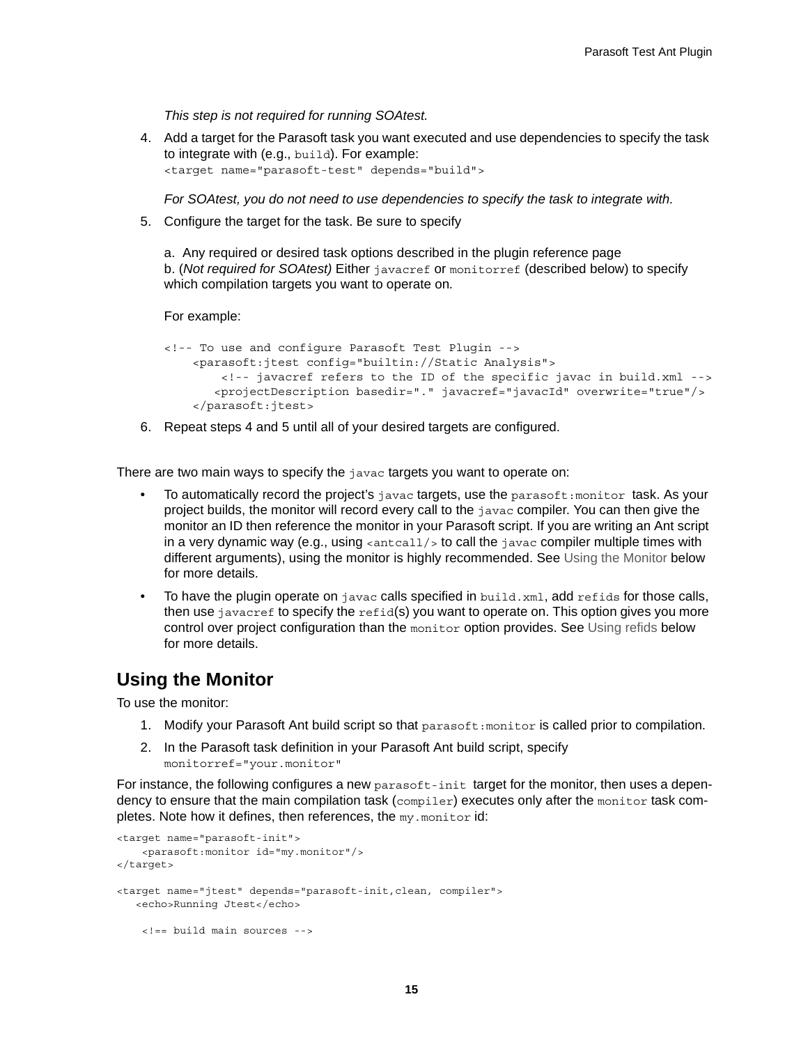*This step is not required for running SOAtest.*

4. Add a target for the Parasoft task you want executed and use dependencies to specify the task to integrate with (e.g., `build`). For example:
   `<target name="parasoft-test" depends="build">`

   *For SOAtest, you do not need to use dependencies to specify the task to integrate with.*

5. Configure the target for the task. Be sure to specify

   a. Any required or desired task options described in the plugin reference page
   b. (*Not required for SOAtest)* Either `javacref` or `monitorref` (described below) to specify which compilation targets you want to operate on.

   For example:

   ```
   <!-- To use and configure Parasoft Test Plugin -->
       <parasoft:jtest config="builtin://Static Analysis">
           <!-- javacref refers to the ID of the specific javac in build.xml -->
          <projectDescription basedir="." javacref="javacId" overwrite="true"/>
       </parasoft:jtest>
   ```

6. Repeat steps 4 and 5 until all of your desired targets are configured.

There are two main ways to specify the `javac` targets you want to operate on:

- To automatically record the project's `javac` targets, use the `parasoft:monitor` task. As your project builds, the monitor will record every call to the `javac` compiler. You can then give the monitor an ID then reference the monitor in your Parasoft script. If you are writing an Ant script in a very dynamic way (e.g., using `<antcall/>` to call the `javac` compiler multiple times with different arguments), using the monitor is highly recommended. See Using the Monitor below for more details.
- To have the plugin operate on `javac` calls specified in `build.xml`, add `refids` for those calls, then use `javacref` to specify the `refid`(s) you want to operate on. This option gives you more control over project configuration than the `monitor` option provides. See Using refids below for more details.

## Using the Monitor

To use the monitor:

1. Modify your Parasoft Ant build script so that `parasoft:monitor` is called prior to compilation.
2. In the Parasoft task definition in your Parasoft Ant build script, specify
   `monitorref="your.monitor"`

For instance, the following configures a new `parasoft-init` target for the monitor, then uses a dependency to ensure that the main compilation task (`compiler`) executes only after the `monitor` task completes. Note how it defines, then references, the `my.monitor` id:

```
<target name="parasoft-init">
    <parasoft:monitor id="my.monitor"/>
</target>

<target name="jtest" depends="parasoft-init,clean, compiler">
   <echo>Running Jtest</echo>

    <!== build main sources -->
```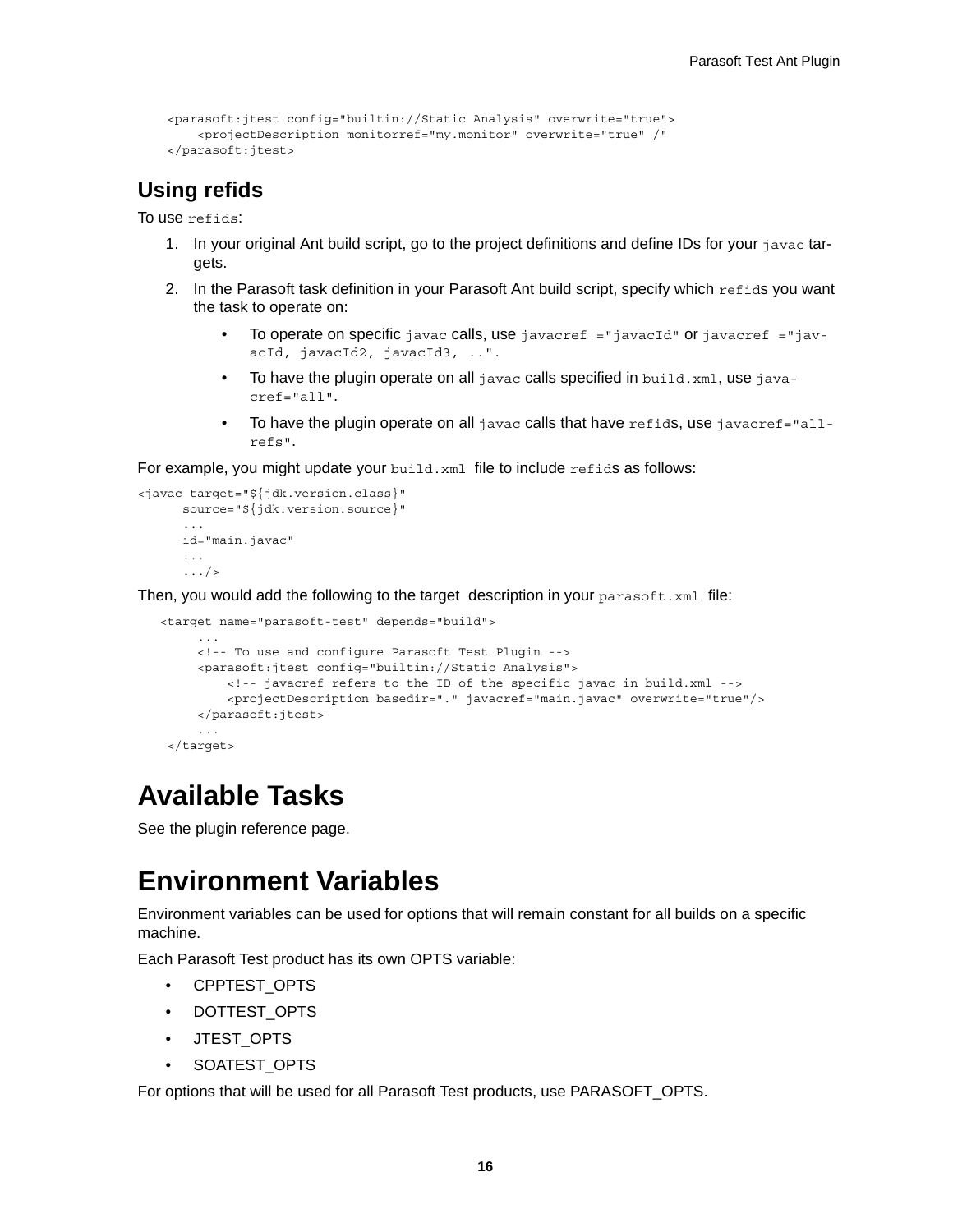```
<parasoft:jtest config="builtin://Static Analysis" overwrite="true">
    <projectDescription monitorref="my.monitor" overwrite="true" /"
</parasoft:jtest>
```

### Using refids

To use `refids`:

1. In your original Ant build script, go to the project definitions and define IDs for your `javac` targets.
2. In the Parasoft task definition in your Parasoft Ant build script, specify which `refid`s you want the task to operate on:
   - To operate on specific `javac` calls, use `javacref ="javacId"` or `javacref ="javacId, javacId2, javacId3, .."`.
   - To have the plugin operate on all `javac` calls specified in `build.xml`, use `javacref="all"`.
   - To have the plugin operate on all `javac` calls that have `refid`s, use `javacref="allrefs"`.

For example, you might update your `build.xml` file to include `refid`s as follows:

```
<javac target="${jdk.version.class}"
      source="${jdk.version.source}"
      ...
      id="main.javac"
      ...
      .../>
```

Then, you would add the following to the target description in your `parasoft.xml` file:

```
   <target name="parasoft-test" depends="build">
        ...
        <!-- To use and configure Parasoft Test Plugin -->
        <parasoft:jtest config="builtin://Static Analysis">
            <!-- javacref refers to the ID of the specific javac in build.xml -->
            <projectDescription basedir="." javacref="main.javac" overwrite="true"/>
        </parasoft:jtest>
        ...
    </target>
```

# Available Tasks

See the plugin reference page.

# Environment Variables

Environment variables can be used for options that will remain constant for all builds on a specific machine.

Each Parasoft Test product has its own OPTS variable:

- CPPTEST_OPTS
- DOTTEST_OPTS
- JTEST_OPTS
- SOATEST_OPTS

For options that will be used for all Parasoft Test products, use PARASOFT_OPTS.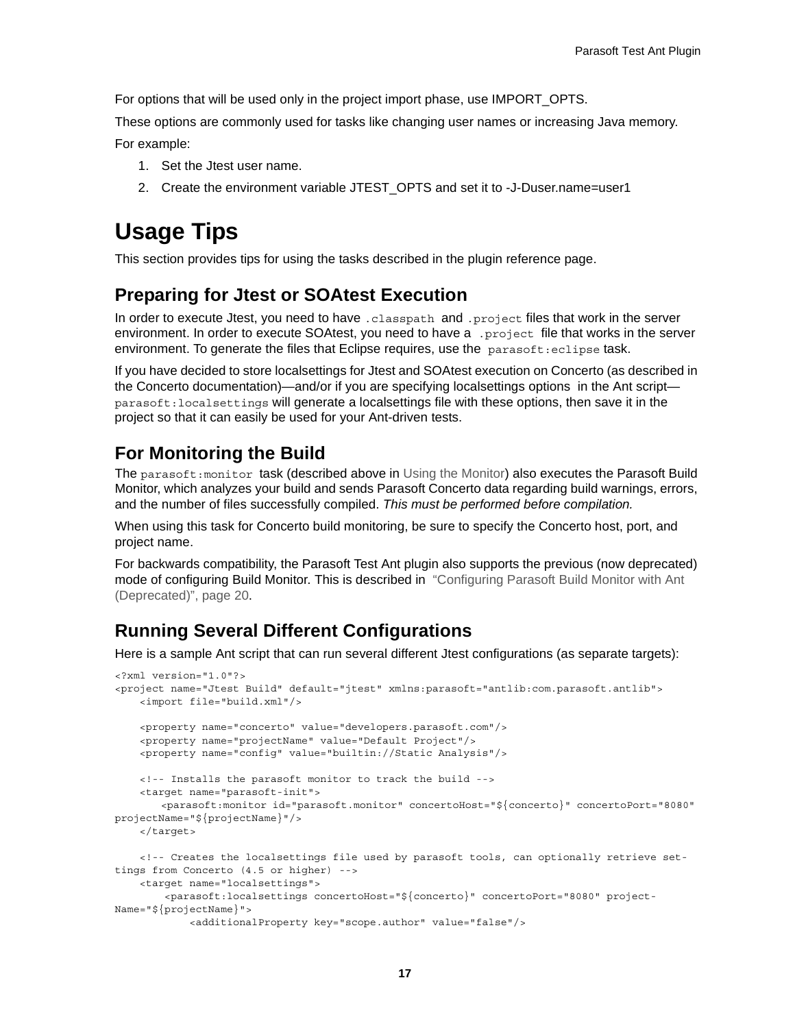For options that will be used only in the project import phase, use IMPORT_OPTS.

These options are commonly used for tasks like changing user names or increasing Java memory.

For example:

1. Set the Jtest user name.
2. Create the environment variable JTEST_OPTS and set it to -J-Duser.name=user1

# Usage Tips

This section provides tips for using the tasks described in the plugin reference page.

## Preparing for Jtest or SOAtest Execution

In order to execute Jtest, you need to have `.classpath` and `.project` files that work in the server environment. In order to execute SOAtest, you need to have a `.project` file that works in the server environment. To generate the files that Eclipse requires, use the `parasoft:eclipse` task.

If you have decided to store localsettings for Jtest and SOAtest execution on Concerto (as described in the Concerto documentation)—and/or if you are specifying localsettings options in the Ant script—`parasoft:localsettings` will generate a localsettings file with these options, then save it in the project so that it can easily be used for your Ant-driven tests.

## For Monitoring the Build

The `parasoft:monitor` task (described above in Using the Monitor) also executes the Parasoft Build Monitor, which analyzes your build and sends Parasoft Concerto data regarding build warnings, errors, and the number of files successfully compiled. *This must be performed before compilation.*

When using this task for Concerto build monitoring, be sure to specify the Concerto host, port, and project name.

For backwards compatibility, the Parasoft Test Ant plugin also supports the previous (now deprecated) mode of configuring Build Monitor. This is described in "Configuring Parasoft Build Monitor with Ant (Deprecated)", page 20.

## Running Several Different Configurations

Here is a sample Ant script that can run several different Jtest configurations (as separate targets):

```
<?xml version="1.0"?>
<project name="Jtest Build" default="jtest" xmlns:parasoft="antlib:com.parasoft.antlib">
    <import file="build.xml"/>

    <property name="concerto" value="developers.parasoft.com"/>
    <property name="projectName" value="Default Project"/>
    <property name="config" value="builtin://Static Analysis"/>

    <!-- Installs the parasoft monitor to track the build -->
    <target name="parasoft-init">
        <parasoft:monitor id="parasoft.monitor" concertoHost="${concerto}" concertoPort="8080"
projectName="${projectName}"/>
    </target>

    <!-- Creates the localsettings file used by parasoft tools, can optionally retrieve set-
tings from Concerto (4.5 or higher) -->
    <target name="localsettings">
         <parasoft:localsettings concertoHost="${concerto}" concertoPort="8080" project-
Name="${projectName}">
            <additionalProperty key="scope.author" value="false"/>
```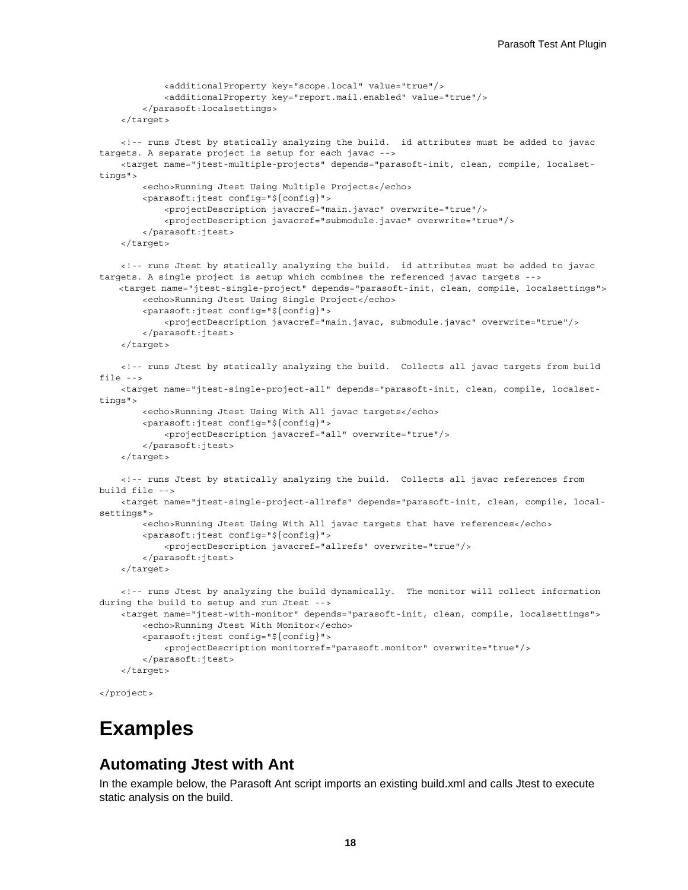```
            <additionalProperty key="scope.local" value="true"/>
            <additionalProperty key="report.mail.enabled" value="true"/>
        </parasoft:localsettings>
    </target>

    <!-- runs Jtest by statically analyzing the build.  id attributes must be added to javac 
targets. A separate project is setup for each javac -->
    <target name="jtest-multiple-projects" depends="parasoft-init, clean, compile, localset-
tings">
        <echo>Running Jtest Using Multiple Projects</echo>
        <parasoft:jtest config="${config}">
            <projectDescription javacref="main.javac" overwrite="true"/>
            <projectDescription javacref="submodule.javac" overwrite="true"/>
        </parasoft:jtest>
    </target>

    <!-- runs Jtest by statically analyzing the build.  id attributes must be added to javac 
targets. A single project is setup which combines the referenced javac targets -->
    <target name="jtest-single-project" depends="parasoft-init, clean, compile, localsettings">
        <echo>Running Jtest Using Single Project</echo>
        <parasoft:jtest config="${config}">
            <projectDescription javacref="main.javac, submodule.javac" overwrite="true"/>
        </parasoft:jtest>
    </target>

    <!-- runs Jtest by statically analyzing the build.  Collects all javac targets from build 
file -->
    <target name="jtest-single-project-all" depends="parasoft-init, clean, compile, localset-
tings">
        <echo>Running Jtest Using With All javac targets</echo>
        <parasoft:jtest config="${config}">
            <projectDescription javacref="all" overwrite="true"/>
        </parasoft:jtest>
    </target>

    <!-- runs Jtest by statically analyzing the build.  Collects all javac references from 
build file -->
    <target name="jtest-single-project-allrefs" depends="parasoft-init, clean, compile, local-
settings">
        <echo>Running Jtest Using With All javac targets that have references</echo>
        <parasoft:jtest config="${config}">
            <projectDescription javacref="allrefs" overwrite="true"/>
        </parasoft:jtest>
    </target>

    <!-- runs Jtest by analyzing the build dynamically.  The monitor will collect information 
during the build to setup and run Jtest -->
    <target name="jtest-with-monitor" depends="parasoft-init, clean, compile, localsettings">
        <echo>Running Jtest With Monitor</echo>
        <parasoft:jtest config="${config}">
            <projectDescription monitorref="parasoft.monitor" overwrite="true"/>
        </parasoft:jtest>
    </target>

</project>
```

# Examples

## Automating Jtest with Ant

In the example below, the Parasoft Ant script imports an existing build.xml and calls Jtest to execute static analysis on the build.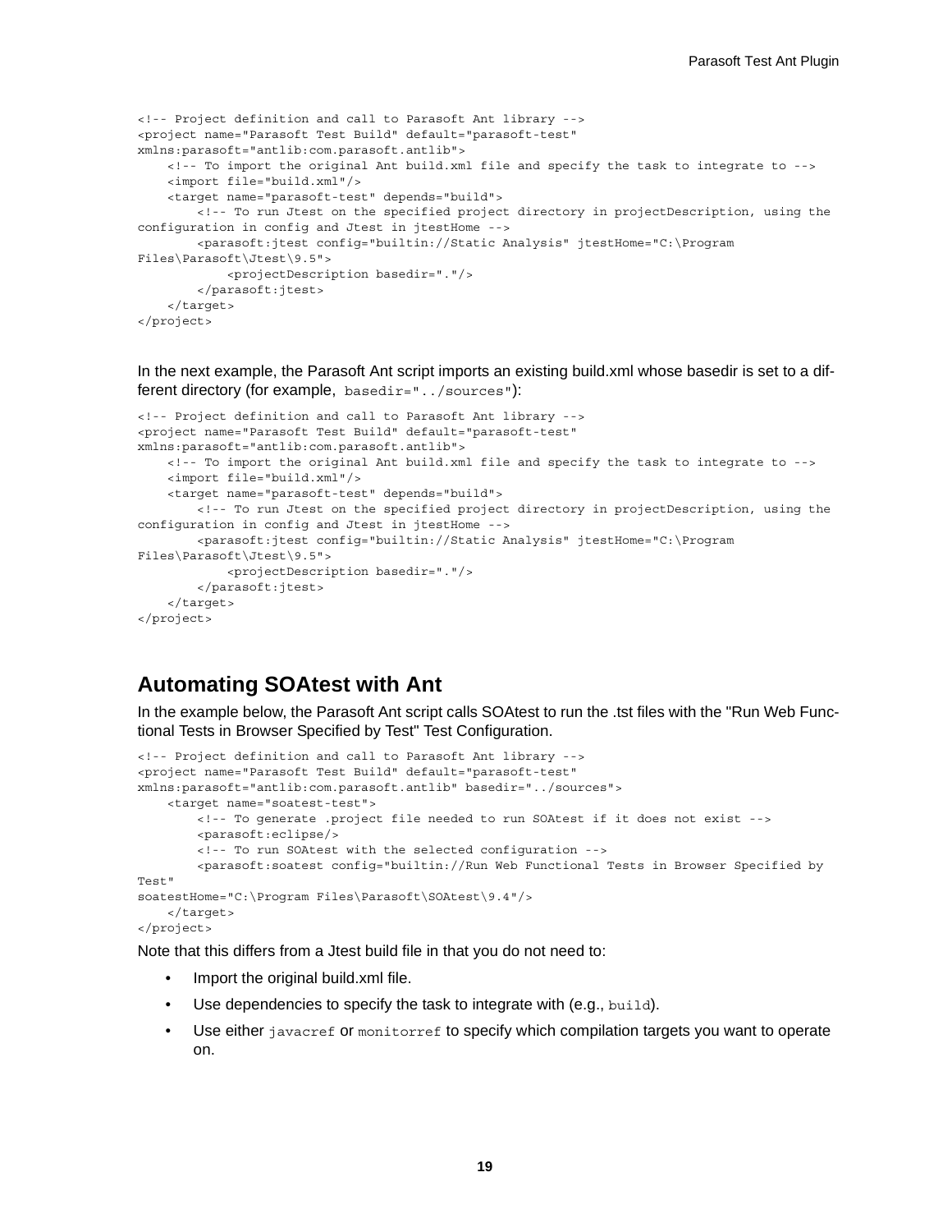```
<!-- Project definition and call to Parasoft Ant library -->
<project name="Parasoft Test Build" default="parasoft-test"
xmlns:parasoft="antlib:com.parasoft.antlib">
    <!-- To import the original Ant build.xml file and specify the task to integrate to -->
    <import file="build.xml"/>
    <target name="parasoft-test" depends="build">
        <!-- To run Jtest on the specified project directory in projectDescription, using the
configuration in config and Jtest in jtestHome -->
        <parasoft:jtest config="builtin://Static Analysis" jtestHome="C:\Program
Files\Parasoft\Jtest\9.5">
            <projectDescription basedir="."/>
        </parasoft:jtest>
    </target>
</project>
```

In the next example, the Parasoft Ant script imports an existing build.xml whose basedir is set to a different directory (for example, `basedir="../sources"`):

```
<!-- Project definition and call to Parasoft Ant library -->
<project name="Parasoft Test Build" default="parasoft-test"
xmlns:parasoft="antlib:com.parasoft.antlib">
    <!-- To import the original Ant build.xml file and specify the task to integrate to -->
    <import file="build.xml"/>
    <target name="parasoft-test" depends="build">
        <!-- To run Jtest on the specified project directory in projectDescription, using the
configuration in config and Jtest in jtestHome -->
        <parasoft:jtest config="builtin://Static Analysis" jtestHome="C:\Program
Files\Parasoft\Jtest\9.5">
            <projectDescription basedir="."/>
        </parasoft:jtest>
    </target>
</project>
```

## Automating SOAtest with Ant

In the example below, the Parasoft Ant script calls SOAtest to run the .tst files with the "Run Web Functional Tests in Browser Specified by Test" Test Configuration.

```
<!-- Project definition and call to Parasoft Ant library -->
<project name="Parasoft Test Build" default="parasoft-test"
xmlns:parasoft="antlib:com.parasoft.antlib" basedir="../sources">
    <target name="soatest-test">
        <!-- To generate .project file needed to run SOAtest if it does not exist -->
        <parasoft:eclipse/>
        <!-- To run SOAtest with the selected configuration -->
        <parasoft:soatest config="builtin://Run Web Functional Tests in Browser Specified by
Test"
soatestHome="C:\Program Files\Parasoft\SOAtest\9.4"/>
    </target>
</project>
```

Note that this differs from a Jtest build file in that you do not need to:

- Import the original build.xml file.
- Use dependencies to specify the task to integrate with (e.g., `build`).
- Use either `javacref` or `monitorref` to specify which compilation targets you want to operate on.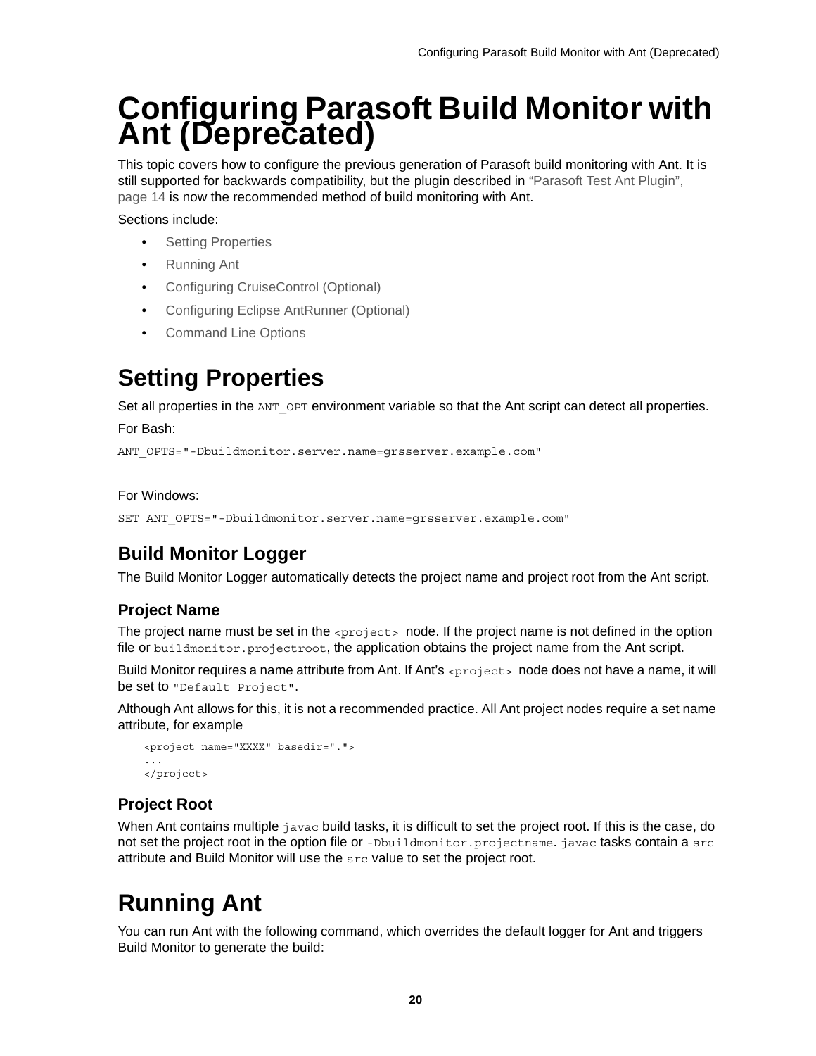# Configuring Parasoft Build Monitor with Ant (Deprecated)

This topic covers how to configure the previous generation of Parasoft build monitoring with Ant. It is still supported for backwards compatibility, but the plugin described in "Parasoft Test Ant Plugin", page 14 is now the recommended method of build monitoring with Ant.

Sections include:

- Setting Properties
- Running Ant
- Configuring CruiseControl (Optional)
- Configuring Eclipse AntRunner (Optional)
- Command Line Options

## Setting Properties

Set all properties in the `ANT_OPT` environment variable so that the Ant script can detect all properties.

For Bash:

```
ANT_OPTS="-Dbuildmonitor.server.name=grsserver.example.com"
```

For Windows:

```
SET ANT_OPTS="-Dbuildmonitor.server.name=grsserver.example.com"
```

### Build Monitor Logger

The Build Monitor Logger automatically detects the project name and project root from the Ant script.

#### Project Name

The project name must be set in the `<project>` node. If the project name is not defined in the option file or `buildmonitor.projectroot`, the application obtains the project name from the Ant script.

Build Monitor requires a name attribute from Ant. If Ant's `<project>` node does not have a name, it will be set to `"Default Project"`.

Although Ant allows for this, it is not a recommended practice. All Ant project nodes require a set name attribute, for example

```
<project name="XXXX" basedir=".">
...
</project>
```

#### Project Root

When Ant contains multiple `javac` build tasks, it is difficult to set the project root. If this is the case, do not set the project root in the option file or `-Dbuildmonitor.projectname`. `javac` tasks contain a `src` attribute and Build Monitor will use the `src` value to set the project root.

## Running Ant

You can run Ant with the following command, which overrides the default logger for Ant and triggers Build Monitor to generate the build: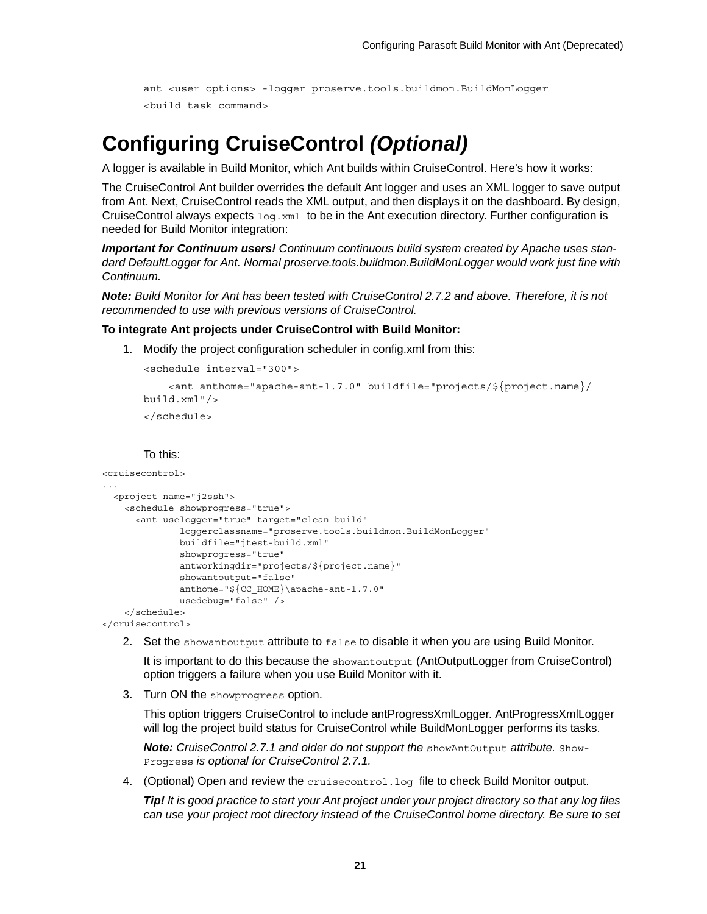```
ant <user options> -logger proserve.tools.buildmon.BuildMonLogger
<build task command>
```

# Configuring CruiseControl *(Optional)*

A logger is available in Build Monitor, which Ant builds within CruiseControl. Here's how it works:

The CruiseControl Ant builder overrides the default Ant logger and uses an XML logger to save output from Ant. Next, CruiseControl reads the XML output, and then displays it on the dashboard. By design, CruiseControl always expects `log.xml` to be in the Ant execution directory. Further configuration is needed for Build Monitor integration:

***Important for Continuum users!*** *Continuum continuous build system created by Apache uses standard DefaultLogger for Ant. Normal proserve.tools.buildmon.BuildMonLogger would work just fine with Continuum.*

***Note:*** *Build Monitor for Ant has been tested with CruiseControl 2.7.2 and above. Therefore, it is not recommended to use with previous versions of CruiseControl.*

**To integrate Ant projects under CruiseControl with Build Monitor:**

1. Modify the project configuration scheduler in config.xml from this:

   ```
   <schedule interval="300">
       <ant anthome="apache-ant-1.7.0" buildfile="projects/${project.name}/
   build.xml"/>
   </schedule>
   ```

   To this:

```
<cruisecontrol>
...
  <project name="j2ssh">
    <schedule showprogress="true">
      <ant uselogger="true" target="clean build"
              loggerclassname="proserve.tools.buildmon.BuildMonLogger"
              buildfile="jtest-build.xml"
              showprogress="true"
              antworkingdir="projects/${project.name}"
              showantoutput="false"
              anthome="${CC_HOME}\apache-ant-1.7.0"
              usedebug="false" />
    </schedule>
</cruisecontrol>
```

2. Set the `showantoutput` attribute to `false` to disable it when you are using Build Monitor.

   It is important to do this because the `showantoutput` (AntOutputLogger from CruiseControl) option triggers a failure when you use Build Monitor with it.

3. Turn ON the `showprogress` option.

   This option triggers CruiseControl to include antProgressXmlLogger. AntProgressXmlLogger will log the project build status for CruiseControl while BuildMonLogger performs its tasks.

   ***Note:*** *CruiseControl 2.7.1 and older do not support the* `showAntOutput` *attribute.* `ShowProgress` *is optional for CruiseControl 2.7.1.*

4. (Optional) Open and review the `cruisecontrol.log` file to check Build Monitor output.

   ***Tip!*** *It is good practice to start your Ant project under your project directory so that any log files can use your project root directory instead of the CruiseControl home directory. Be sure to set*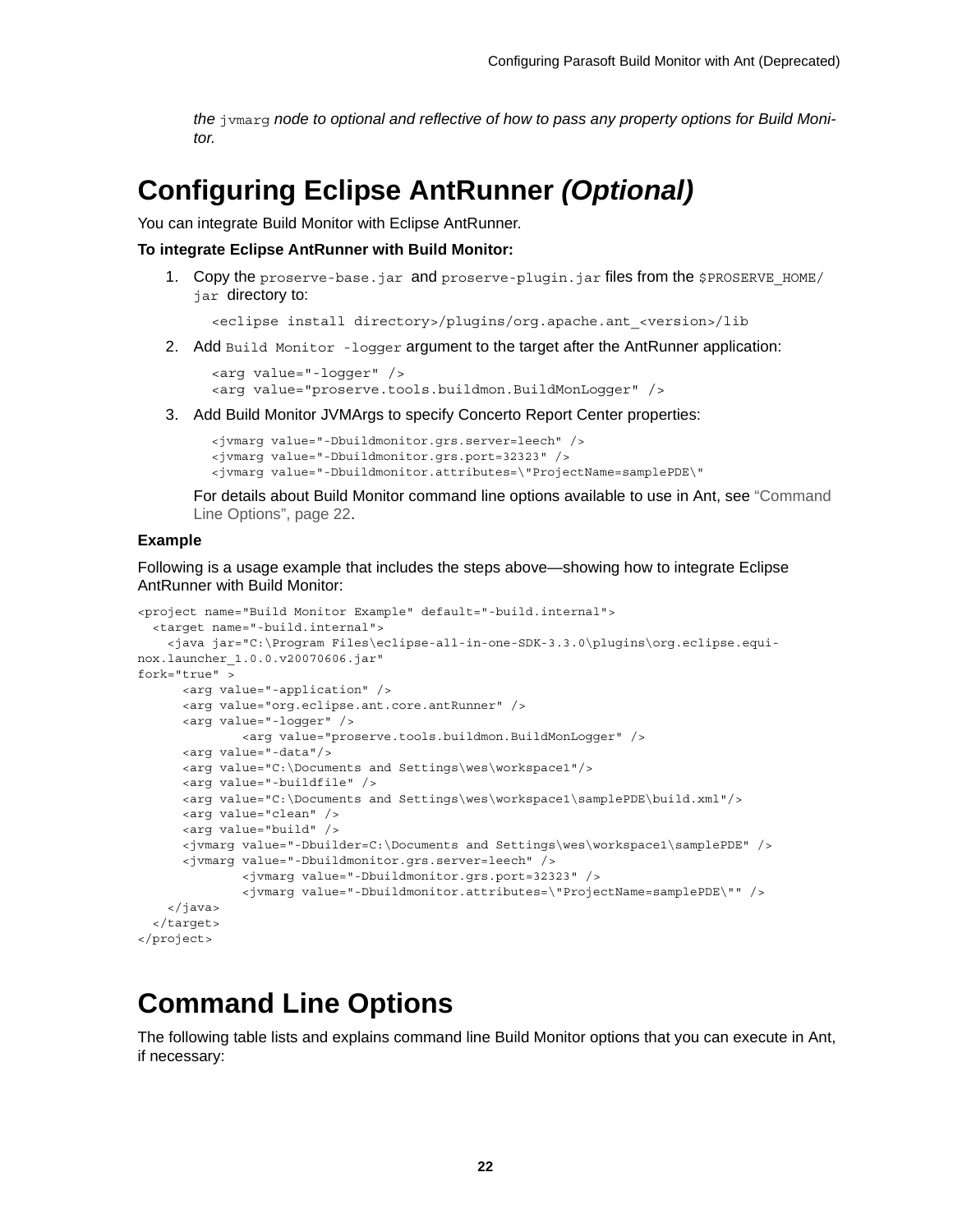*the* `jvmarg` *node to optional and reflective of how to pass any property options for Build Monitor.*

# Configuring Eclipse AntRunner *(Optional)*

You can integrate Build Monitor with Eclipse AntRunner.

**To integrate Eclipse AntRunner with Build Monitor:**

1. Copy the `proserve-base.jar` and `proserve-plugin.jar` files from the `$PROSERVE_HOME/jar` directory to:

   ```
   <eclipse install directory>/plugins/org.apache.ant_<version>/lib
   ```

2. Add `Build Monitor -logger` argument to the target after the AntRunner application:

   ```
   <arg value="-logger" />
   <arg value="proserve.tools.buildmon.BuildMonLogger" />
   ```

3. Add Build Monitor JVMArgs to specify Concerto Report Center properties:

   ```
   <jvmarg value="-Dbuildmonitor.grs.server=leech" />
   <jvmarg value="-Dbuildmonitor.grs.port=32323" />
   <jvmarg value="-Dbuildmonitor.attributes=\"ProjectName=samplePDE\"
   ```

   For details about Build Monitor command line options available to use in Ant, see "Command Line Options", page 22.

**Example**

Following is a usage example that includes the steps above—showing how to integrate Eclipse AntRunner with Build Monitor:

```
<project name="Build Monitor Example" default="-build.internal">
  <target name="-build.internal">
    <java jar="C:\Program Files\eclipse-all-in-one-SDK-3.3.0\plugins\org.eclipse.equi-
nox.launcher_1.0.0.v20070606.jar"
fork="true" >
      <arg value="-application" />
      <arg value="org.eclipse.ant.core.antRunner" />
      <arg value="-logger" />
             <arg value="proserve.tools.buildmon.BuildMonLogger" />
      <arg value="-data"/>
      <arg value="C:\Documents and Settings\wes\workspace1"/>
      <arg value="-buildfile" />
      <arg value="C:\Documents and Settings\wes\workspace1\samplePDE\build.xml"/>
      <arg value="clean" />
      <arg value="build" />
      <jvmarg value="-Dbuilder=C:\Documents and Settings\wes\workspace1\samplePDE" />
      <jvmarg value="-Dbuildmonitor.grs.server=leech" />
             <jvmarg value="-Dbuildmonitor.grs.port=32323" />
             <jvmarg value="-Dbuildmonitor.attributes=\"ProjectName=samplePDE\"" />
    </java>
  </target>
</project>
```

# Command Line Options

The following table lists and explains command line Build Monitor options that you can execute in Ant, if necessary: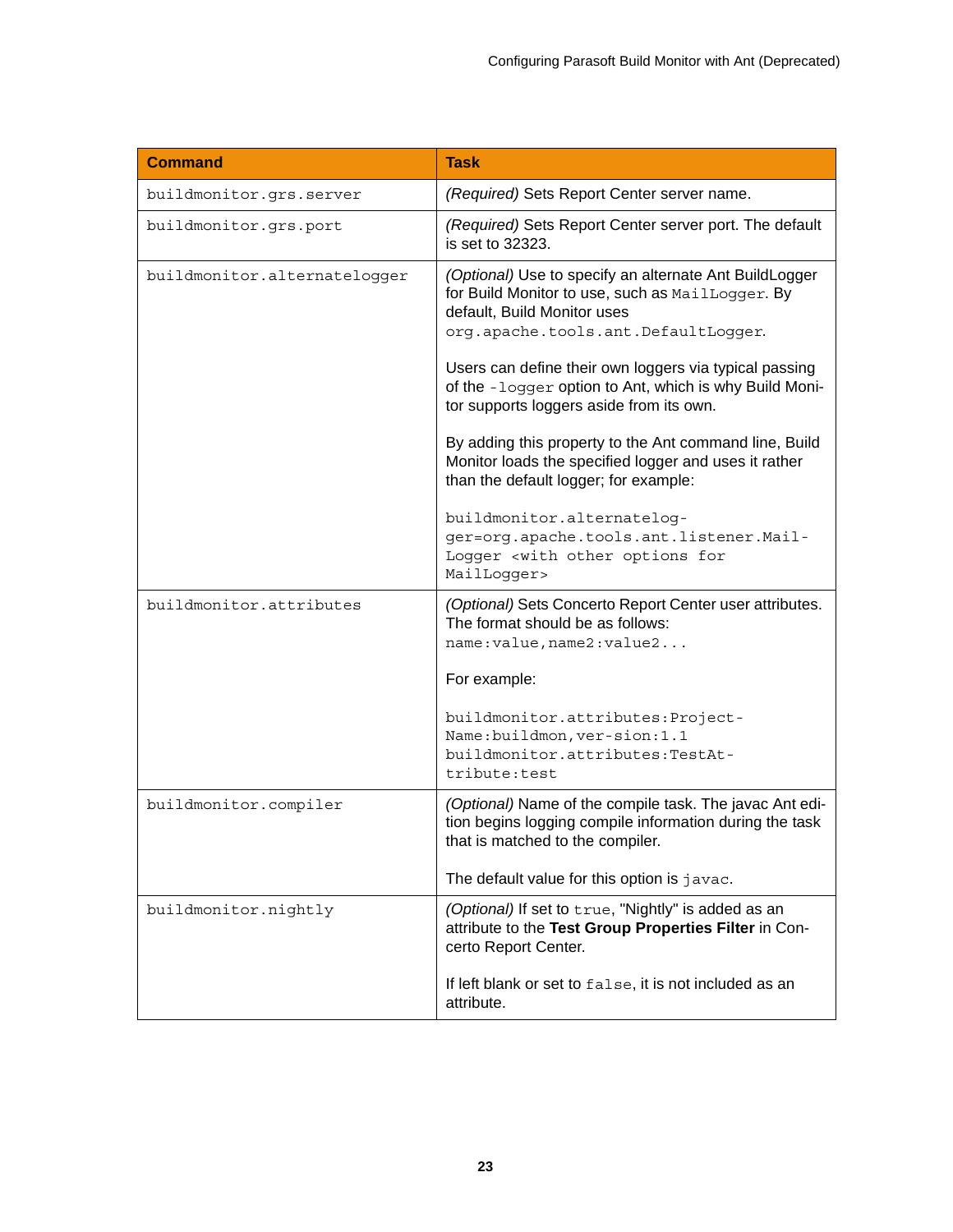| Command | Task |
|---|---|
| `buildmonitor.grs.server` | *(Required)* Sets Report Center server name. |
| `buildmonitor.grs.port` | *(Required)* Sets Report Center server port. The default is set to 32323. |
| `buildmonitor.alternatelogger` | *(Optional)* Use to specify an alternate Ant BuildLogger for Build Monitor to use, such as `MailLogger`. By default, Build Monitor uses `org.apache.tools.ant.DefaultLogger`. <br><br> Users can define their own loggers via typical passing of the `-logger` option to Ant, which is why Build Monitor supports loggers aside from its own. <br><br> By adding this property to the Ant command line, Build Monitor loads the specified logger and uses it rather than the default logger; for example: <br><br> `buildmonitor.alternatelogger=org.apache.tools.ant.listener.MailLogger <with other options for MailLogger>` |
| `buildmonitor.attributes` | *(Optional)* Sets Concerto Report Center user attributes. The format should be as follows: `name:value,name2:value2...` <br><br> For example: <br><br> `buildmonitor.attributes:ProjectName:buildmon,version:1.1` <br> `buildmonitor.attributes:TestAttribute:test` |
| `buildmonitor.compiler` | *(Optional)* Name of the compile task. The javac Ant edition begins logging compile information during the task that is matched to the compiler. <br><br> The default value for this option is `javac`. |
| `buildmonitor.nightly` | *(Optional)* If set to `true`, "Nightly" is added as an attribute to the **Test Group Properties Filter** in Concerto Report Center. <br><br> If left blank or set to `false`, it is not included as an attribute. |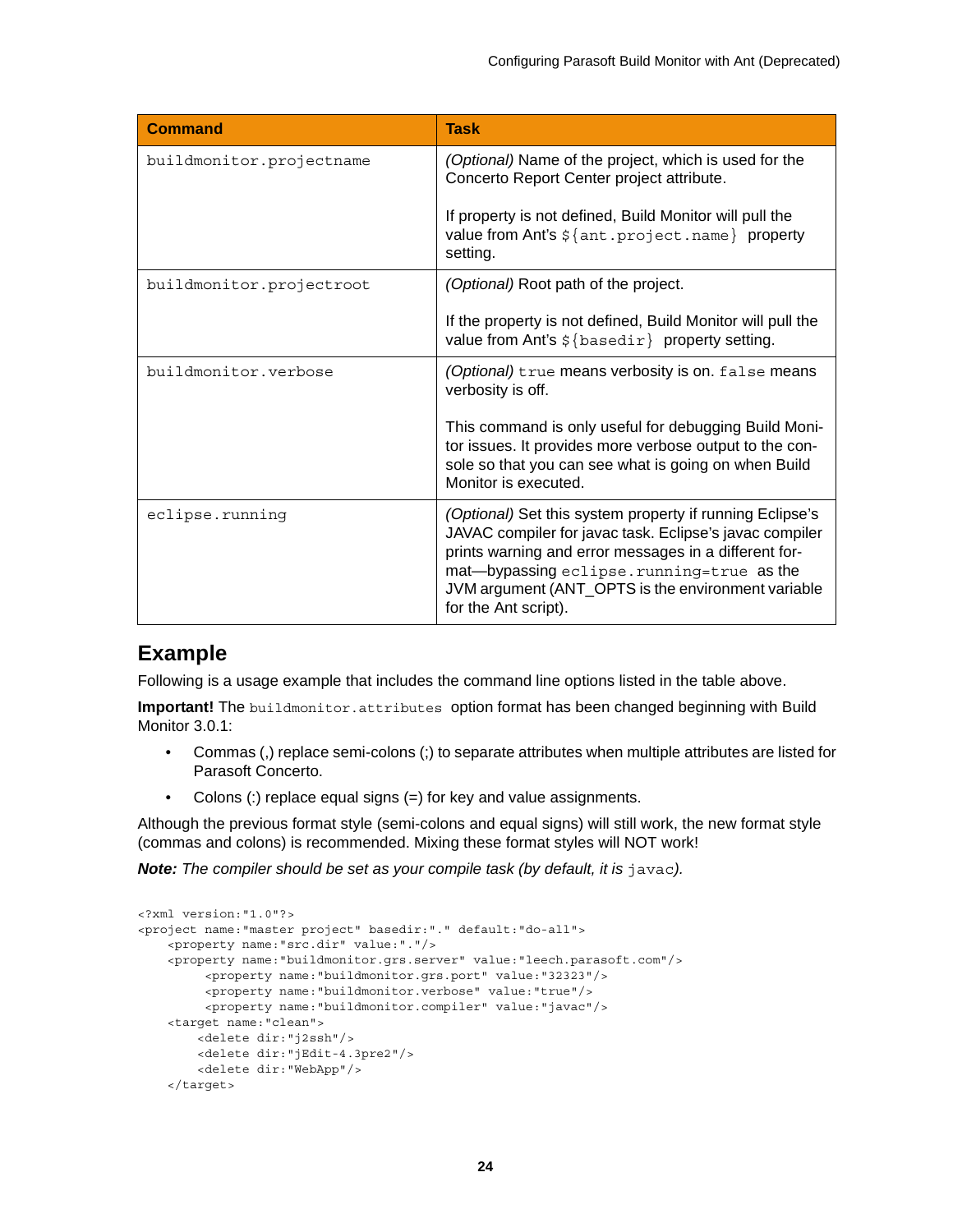| Command | Task |
| --- | --- |
| `buildmonitor.projectname` | *(Optional)* Name of the project, which is used for the Concerto Report Center project attribute.<br><br>If property is not defined, Build Monitor will pull the value from Ant's `${ant.project.name}` property setting. |
| `buildmonitor.projectroot` | *(Optional)* Root path of the project.<br><br>If the property is not defined, Build Monitor will pull the value from Ant's `${basedir}` property setting. |
| `buildmonitor.verbose` | *(Optional)* `true` means verbosity is on. `false` means verbosity is off.<br><br>This command is only useful for debugging Build Monitor issues. It provides more verbose output to the console so that you can see what is going on when Build Monitor is executed. |
| `eclipse.running` | *(Optional)* Set this system property if running Eclipse's JAVAC compiler for javac task. Eclipse's javac compiler prints warning and error messages in a different format—bypassing `eclipse.running=true` as the JVM argument (ANT_OPTS is the environment variable for the Ant script). |

## Example

Following is a usage example that includes the command line options listed in the table above.

**Important!** The `buildmonitor.attributes` option format has been changed beginning with Build Monitor 3.0.1:

- Commas (,) replace semi-colons (;) to separate attributes when multiple attributes are listed for Parasoft Concerto.
- Colons (:) replace equal signs (=) for key and value assignments.

Although the previous format style (semi-colons and equal signs) will still work, the new format style (commas and colons) is recommended. Mixing these format styles will NOT work!

***Note:*** *The compiler should be set as your compile task (by default, it is* `javac`*).*

```
<?xml version:"1.0"?>
<project name:"master project" basedir:"." default:"do-all">
    <property name:"src.dir" value:"."/>
    <property name:"buildmonitor.grs.server" value:"leech.parasoft.com"/>
         <property name:"buildmonitor.grs.port" value:"32323"/>
         <property name:"buildmonitor.verbose" value:"true"/>
         <property name:"buildmonitor.compiler" value:"javac"/>
    <target name:"clean">
        <delete dir:"j2ssh"/>
        <delete dir:"jEdit-4.3pre2"/>
        <delete dir:"WebApp"/>
    </target>
```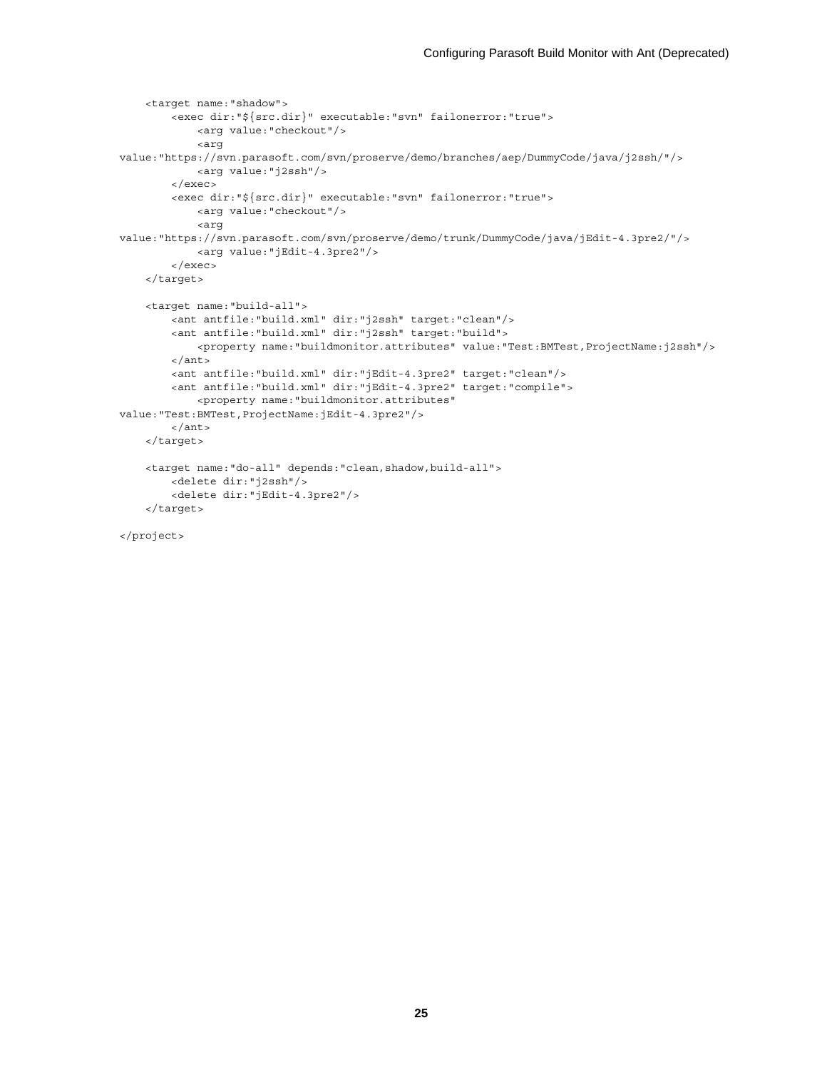```
    <target name:"shadow">
        <exec dir:"${src.dir}" executable:"svn" failonerror:"true">
            <arg value:"checkout"/>
            <arg 
value:"https://svn.parasoft.com/svn/proserve/demo/branches/aep/DummyCode/java/j2ssh/"/>
            <arg value:"j2ssh"/>
        </exec>
        <exec dir:"${src.dir}" executable:"svn" failonerror:"true">
            <arg value:"checkout"/>
            <arg 
value:"https://svn.parasoft.com/svn/proserve/demo/trunk/DummyCode/java/jEdit-4.3pre2/"/>
            <arg value:"jEdit-4.3pre2"/>
        </exec>
    </target>

    <target name:"build-all">
        <ant antfile:"build.xml" dir:"j2ssh" target:"clean"/>
        <ant antfile:"build.xml" dir:"j2ssh" target:"build">
            <property name:"buildmonitor.attributes" value:"Test:BMTest,ProjectName:j2ssh"/>
        </ant>
        <ant antfile:"build.xml" dir:"jEdit-4.3pre2" target:"clean"/>
        <ant antfile:"build.xml" dir:"jEdit-4.3pre2" target:"compile">
            <property name:"buildmonitor.attributes" 
value:"Test:BMTest,ProjectName:jEdit-4.3pre2"/>
        </ant>
    </target>

    <target name:"do-all" depends:"clean,shadow,build-all">
        <delete dir:"j2ssh"/>
        <delete dir:"jEdit-4.3pre2"/>
    </target>

</project>
```